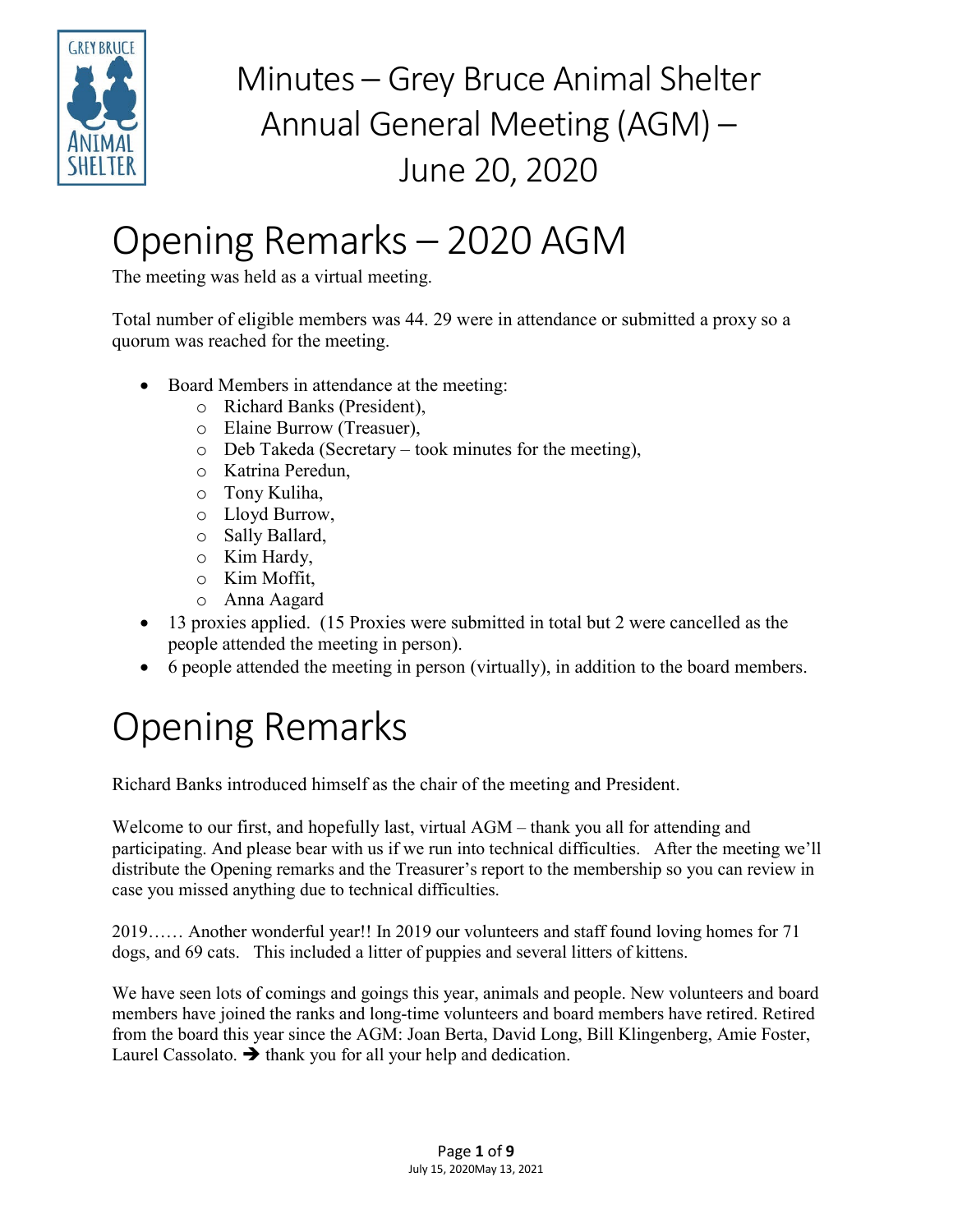# Minutes – Grey Bruce Animal Shelter Annual General Meeting (AGM) – June 20, 2020

# Opening Remarks – 2020 AGM

The meeting was held as a virtual meeting.

Total number of eligible members was 44. 29 were in attendance or submitted a proxy so a quorum was reached for the meeting.

- Board Members in attendance at the meeting:
  - Richard Banks (President),
  - Elaine Burrow (Treasuer),
  - Deb Takeda (Secretary – took minutes for the meeting),
  - Katrina Peredun,
  - Tony Kuliha,
  - Lloyd Burrow,
  - Sally Ballard,
  - Kim Hardy,
  - Kim Moffit,
  - Anna Aagard
- 13 proxies applied. (15 Proxies were submitted in total but 2 were cancelled as the people attended the meeting in person).
- 6 people attended the meeting in person (virtually), in addition to the board members.

# Opening Remarks

Richard Banks introduced himself as the chair of the meeting and President.

Welcome to our first, and hopefully last, virtual AGM – thank you all for attending and participating. And please bear with us if we run into technical difficulties. After the meeting we'll distribute the Opening remarks and the Treasurer's report to the membership so you can review in case you missed anything due to technical difficulties.

2019…… Another wonderful year!! In 2019 our volunteers and staff found loving homes for 71 dogs, and 69 cats. This included a litter of puppies and several litters of kittens.

We have seen lots of comings and goings this year, animals and people. New volunteers and board members have joined the ranks and long-time volunteers and board members have retired. Retired from the board this year since the AGM: Joan Berta, David Long, Bill Klingenberg, Amie Foster, Laurel Cassolato. ➔ thank you for all your help and dedication.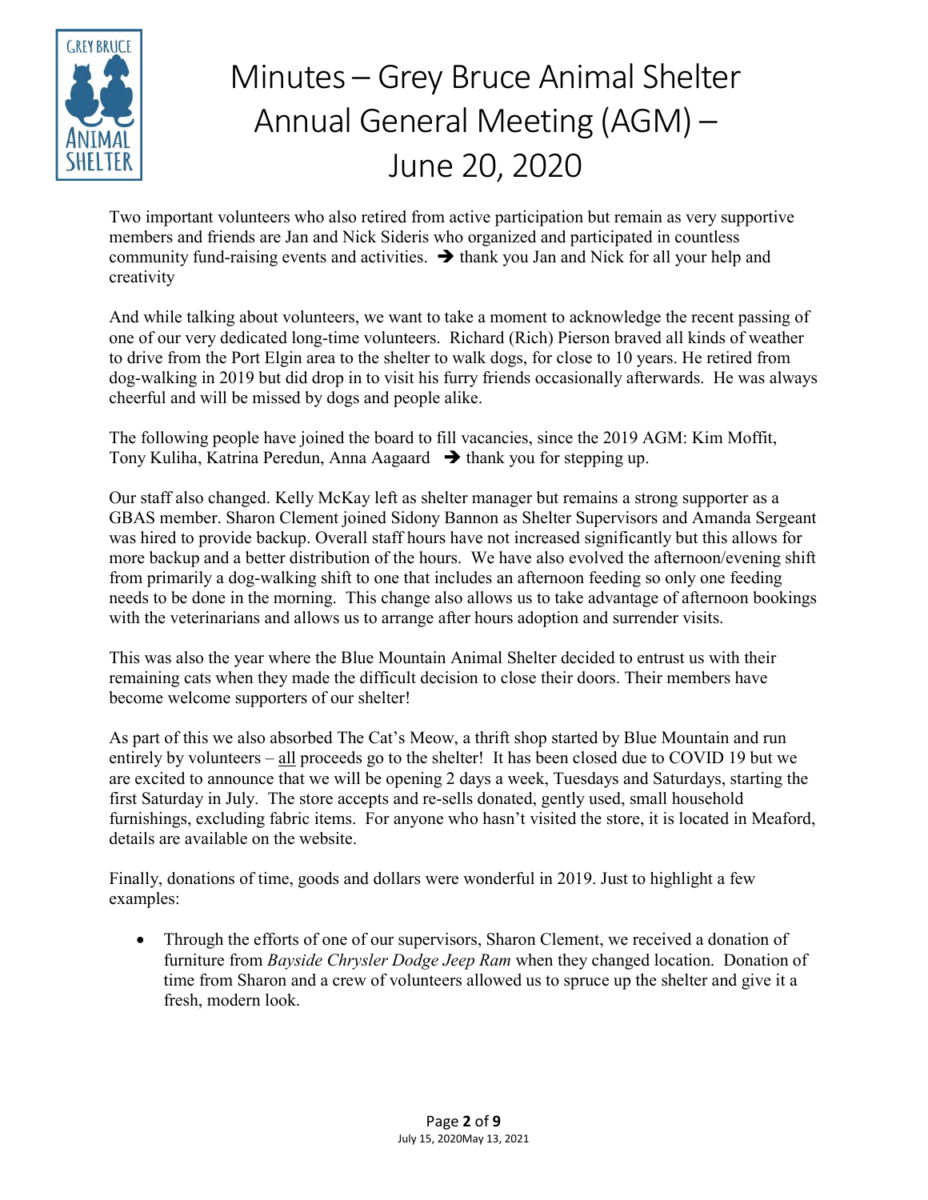# Minutes – Grey Bruce Animal Shelter Annual General Meeting (AGM) – June 20, 2020

Two important volunteers who also retired from active participation but remain as very supportive members and friends are Jan and Nick Sideris who organized and participated in countless community fund-raising events and activities. ➔ thank you Jan and Nick for all your help and creativity

And while talking about volunteers, we want to take a moment to acknowledge the recent passing of one of our very dedicated long-time volunteers. Richard (Rich) Pierson braved all kinds of weather to drive from the Port Elgin area to the shelter to walk dogs, for close to 10 years. He retired from dog-walking in 2019 but did drop in to visit his furry friends occasionally afterwards. He was always cheerful and will be missed by dogs and people alike.

The following people have joined the board to fill vacancies, since the 2019 AGM: Kim Moffit, Tony Kuliha, Katrina Peredun, Anna Aagaard ➔ thank you for stepping up.

Our staff also changed. Kelly McKay left as shelter manager but remains a strong supporter as a GBAS member. Sharon Clement joined Sidony Bannon as Shelter Supervisors and Amanda Sergeant was hired to provide backup. Overall staff hours have not increased significantly but this allows for more backup and a better distribution of the hours. We have also evolved the afternoon/evening shift from primarily a dog-walking shift to one that includes an afternoon feeding so only one feeding needs to be done in the morning. This change also allows us to take advantage of afternoon bookings with the veterinarians and allows us to arrange after hours adoption and surrender visits.

This was also the year where the Blue Mountain Animal Shelter decided to entrust us with their remaining cats when they made the difficult decision to close their doors. Their members have become welcome supporters of our shelter!

As part of this we also absorbed The Cat's Meow, a thrift shop started by Blue Mountain and run entirely by volunteers – all proceeds go to the shelter! It has been closed due to COVID 19 but we are excited to announce that we will be opening 2 days a week, Tuesdays and Saturdays, starting the first Saturday in July. The store accepts and re-sells donated, gently used, small household furnishings, excluding fabric items. For anyone who hasn't visited the store, it is located in Meaford, details are available on the website.

Finally, donations of time, goods and dollars were wonderful in 2019. Just to highlight a few examples:

- Through the efforts of one of our supervisors, Sharon Clement, we received a donation of furniture from *Bayside Chrysler Dodge Jeep Ram* when they changed location. Donation of time from Sharon and a crew of volunteers allowed us to spruce up the shelter and give it a fresh, modern look.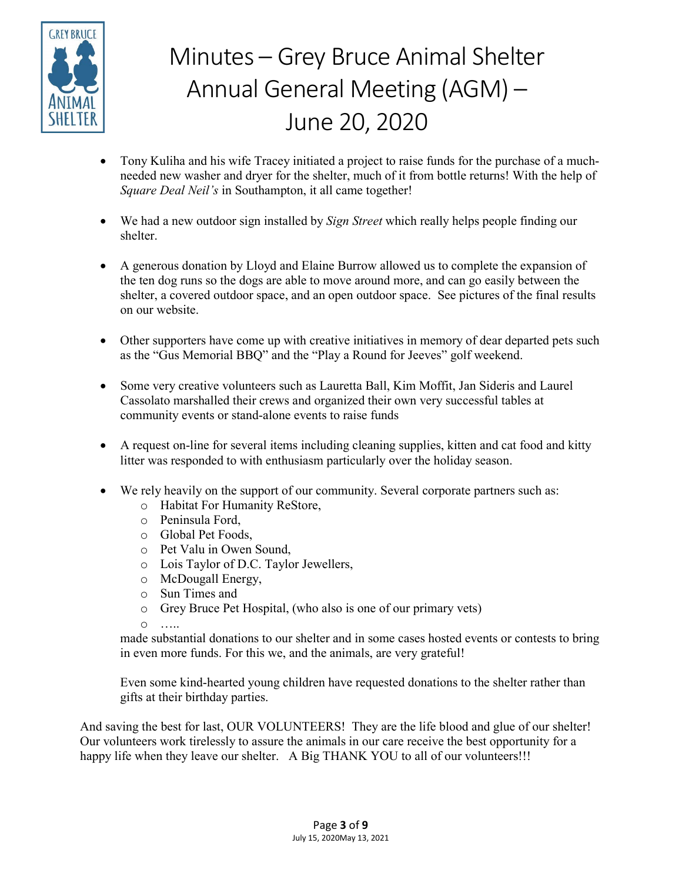# Minutes – Grey Bruce Animal Shelter Annual General Meeting (AGM) – June 20, 2020

- Tony Kuliha and his wife Tracey initiated a project to raise funds for the purchase of a much-needed new washer and dryer for the shelter, much of it from bottle returns! With the help of *Square Deal Neil's* in Southampton, it all came together!

- We had a new outdoor sign installed by *Sign Street* which really helps people finding our shelter.

- A generous donation by Lloyd and Elaine Burrow allowed us to complete the expansion of the ten dog runs so the dogs are able to move around more, and can go easily between the shelter, a covered outdoor space, and an open outdoor space. See pictures of the final results on our website.

- Other supporters have come up with creative initiatives in memory of dear departed pets such as the "Gus Memorial BBQ" and the "Play a Round for Jeeves" golf weekend.

- Some very creative volunteers such as Lauretta Ball, Kim Moffit, Jan Sideris and Laurel Cassolato marshalled their crews and organized their own very successful tables at community events or stand-alone events to raise funds

- A request on-line for several items including cleaning supplies, kitten and cat food and kitty litter was responded to with enthusiasm particularly over the holiday season.

- We rely heavily on the support of our community. Several corporate partners such as:
  - Habitat For Humanity ReStore,
  - Peninsula Ford,
  - Global Pet Foods,
  - Pet Valu in Owen Sound,
  - Lois Taylor of D.C. Taylor Jewellers,
  - McDougall Energy,
  - Sun Times and
  - Grey Bruce Pet Hospital, (who also is one of our primary vets)
  - …..

  made substantial donations to our shelter and in some cases hosted events or contests to bring in even more funds. For this we, and the animals, are very grateful!

  Even some kind-hearted young children have requested donations to the shelter rather than gifts at their birthday parties.

And saving the best for last, OUR VOLUNTEERS! They are the life blood and glue of our shelter! Our volunteers work tirelessly to assure the animals in our care receive the best opportunity for a happy life when they leave our shelter. A Big THANK YOU to all of our volunteers!!!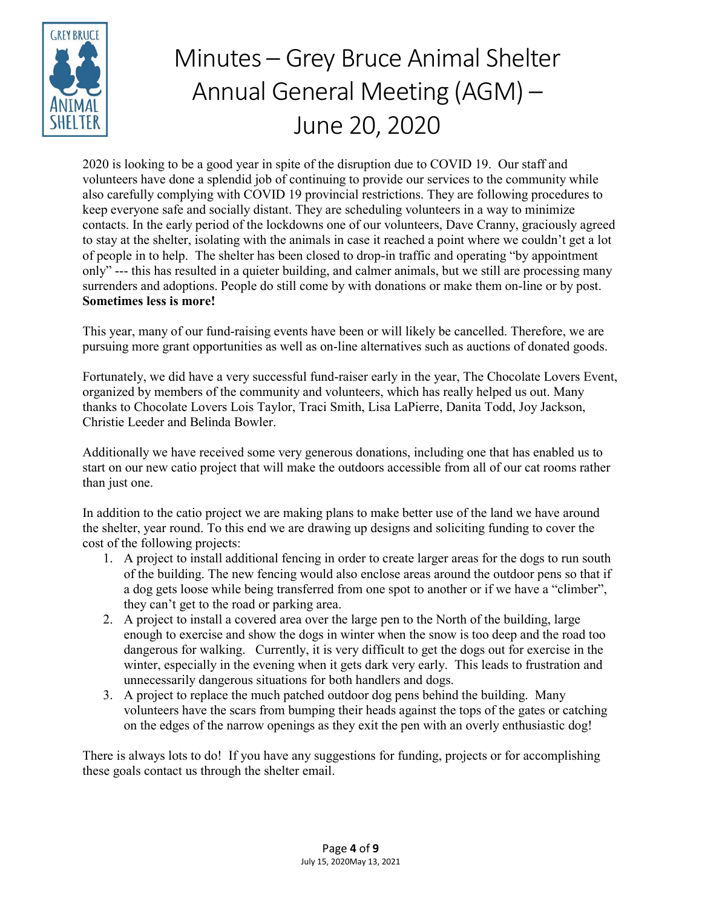# Minutes – Grey Bruce Animal Shelter Annual General Meeting (AGM) – June 20, 2020

2020 is looking to be a good year in spite of the disruption due to COVID 19. Our staff and volunteers have done a splendid job of continuing to provide our services to the community while also carefully complying with COVID 19 provincial restrictions. They are following procedures to keep everyone safe and socially distant. They are scheduling volunteers in a way to minimize contacts. In the early period of the lockdowns one of our volunteers, Dave Cranny, graciously agreed to stay at the shelter, isolating with the animals in case it reached a point where we couldn't get a lot of people in to help. The shelter has been closed to drop-in traffic and operating "by appointment only" --- this has resulted in a quieter building, and calmer animals, but we still are processing many surrenders and adoptions. People do still come by with donations or make them on-line or by post. **Sometimes less is more!**

This year, many of our fund-raising events have been or will likely be cancelled. Therefore, we are pursuing more grant opportunities as well as on-line alternatives such as auctions of donated goods.

Fortunately, we did have a very successful fund-raiser early in the year, The Chocolate Lovers Event, organized by members of the community and volunteers, which has really helped us out. Many thanks to Chocolate Lovers Lois Taylor, Traci Smith, Lisa LaPierre, Danita Todd, Joy Jackson, Christie Leeder and Belinda Bowler.

Additionally we have received some very generous donations, including one that has enabled us to start on our new catio project that will make the outdoors accessible from all of our cat rooms rather than just one.

In addition to the catio project we are making plans to make better use of the land we have around the shelter, year round. To this end we are drawing up designs and soliciting funding to cover the cost of the following projects:

1. A project to install additional fencing in order to create larger areas for the dogs to run south of the building. The new fencing would also enclose areas around the outdoor pens so that if a dog gets loose while being transferred from one spot to another or if we have a "climber", they can't get to the road or parking area.
2. A project to install a covered area over the large pen to the North of the building, large enough to exercise and show the dogs in winter when the snow is too deep and the road too dangerous for walking. Currently, it is very difficult to get the dogs out for exercise in the winter, especially in the evening when it gets dark very early. This leads to frustration and unnecessarily dangerous situations for both handlers and dogs.
3. A project to replace the much patched outdoor dog pens behind the building. Many volunteers have the scars from bumping their heads against the tops of the gates or catching on the edges of the narrow openings as they exit the pen with an overly enthusiastic dog!

There is always lots to do! If you have any suggestions for funding, projects or for accomplishing these goals contact us through the shelter email.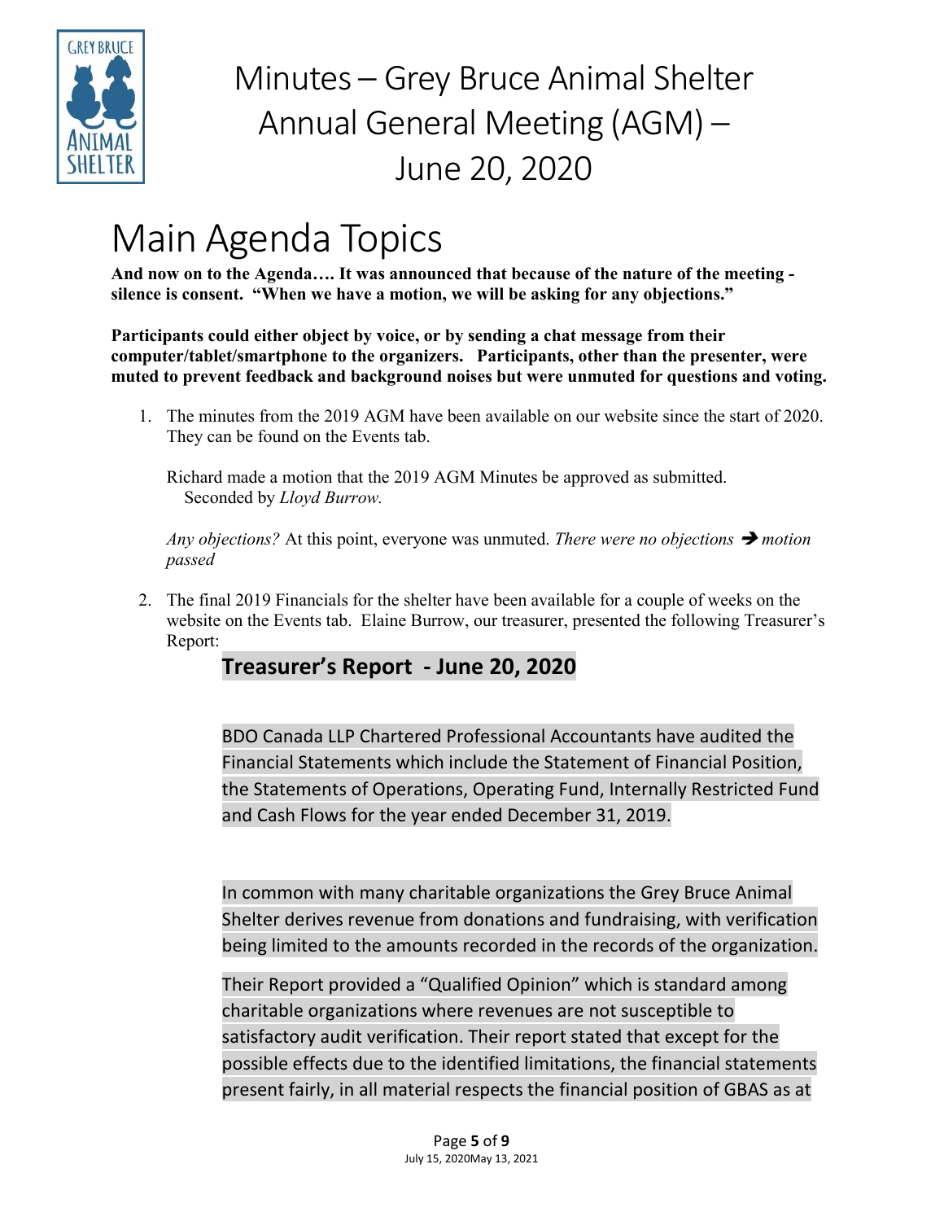# Minutes – Grey Bruce Animal Shelter Annual General Meeting (AGM) – June 20, 2020

# Main Agenda Topics

**And now on to the Agenda…. It was announced that because of the nature of the meeting - silence is consent. "When we have a motion, we will be asking for any objections."**

**Participants could either object by voice, or by sending a chat message from their computer/tablet/smartphone to the organizers. Participants, other than the presenter, were muted to prevent feedback and background noises but were unmuted for questions and voting.**

1. The minutes from the 2019 AGM have been available on our website since the start of 2020. They can be found on the Events tab.

   Richard made a motion that the 2019 AGM Minutes be approved as submitted. Seconded by *Lloyd Burrow.*

   *Any objections?* At this point, everyone was unmuted. *There were no objections ➔ motion passed*

2. The final 2019 Financials for the shelter have been available for a couple of weeks on the website on the Events tab. Elaine Burrow, our treasurer, presented the following Treasurer's Report:

   **Treasurer's Report - June 20, 2020**

   BDO Canada LLP Chartered Professional Accountants have audited the Financial Statements which include the Statement of Financial Position, the Statements of Operations, Operating Fund, Internally Restricted Fund and Cash Flows for the year ended December 31, 2019.

   In common with many charitable organizations the Grey Bruce Animal Shelter derives revenue from donations and fundraising, with verification being limited to the amounts recorded in the records of the organization.

   Their Report provided a "Qualified Opinion" which is standard among charitable organizations where revenues are not susceptible to satisfactory audit verification. Their report stated that except for the possible effects due to the identified limitations, the financial statements present fairly, in all material respects the financial position of GBAS as at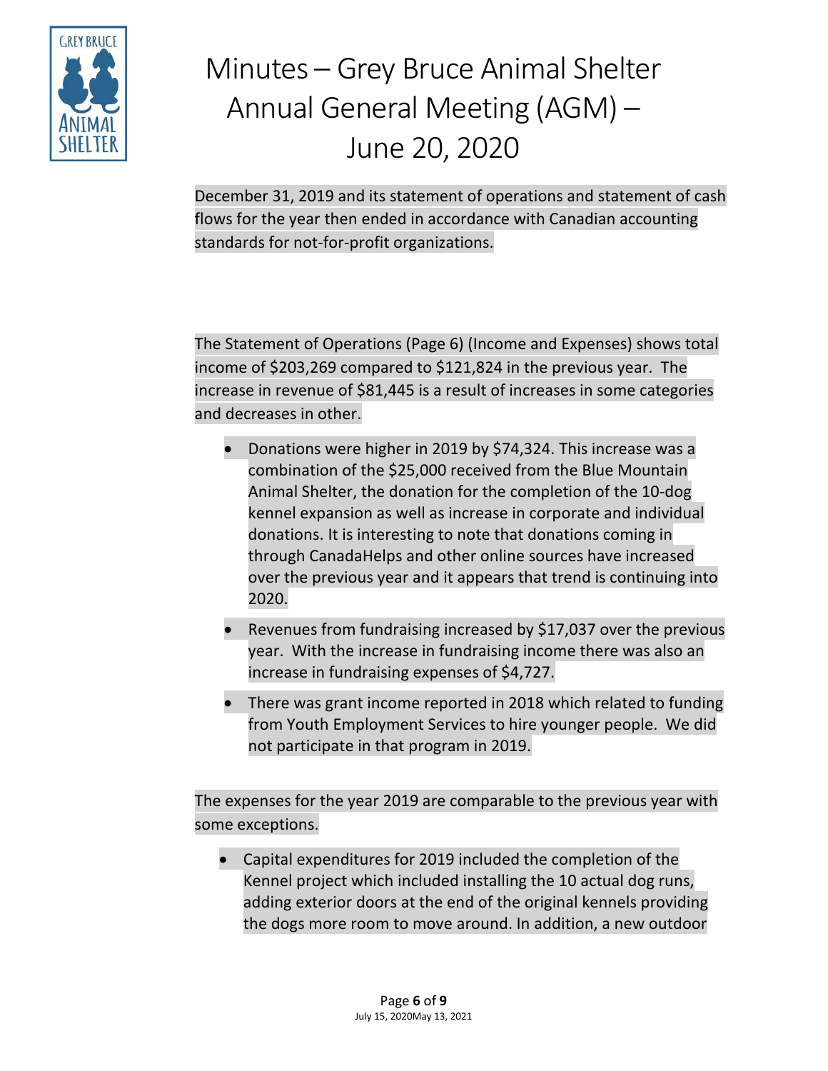December 31, 2019 and its statement of operations and statement of cash flows for the year then ended in accordance with Canadian accounting standards for not-for-profit organizations.

The Statement of Operations (Page 6) (Income and Expenses) shows total income of $203,269 compared to $121,824 in the previous year. The increase in revenue of $81,445 is a result of increases in some categories and decreases in other.

- Donations were higher in 2019 by $74,324. This increase was a combination of the $25,000 received from the Blue Mountain Animal Shelter, the donation for the completion of the 10-dog kennel expansion as well as increase in corporate and individual donations. It is interesting to note that donations coming in through CanadaHelps and other online sources have increased over the previous year and it appears that trend is continuing into 2020.
- Revenues from fundraising increased by $17,037 over the previous year. With the increase in fundraising income there was also an increase in fundraising expenses of $4,727.
- There was grant income reported in 2018 which related to funding from Youth Employment Services to hire younger people. We did not participate in that program in 2019.

The expenses for the year 2019 are comparable to the previous year with some exceptions.

- Capital expenditures for 2019 included the completion of the Kennel project which included installing the 10 actual dog runs, adding exterior doors at the end of the original kennels providing the dogs more room to move around. In addition, a new outdoor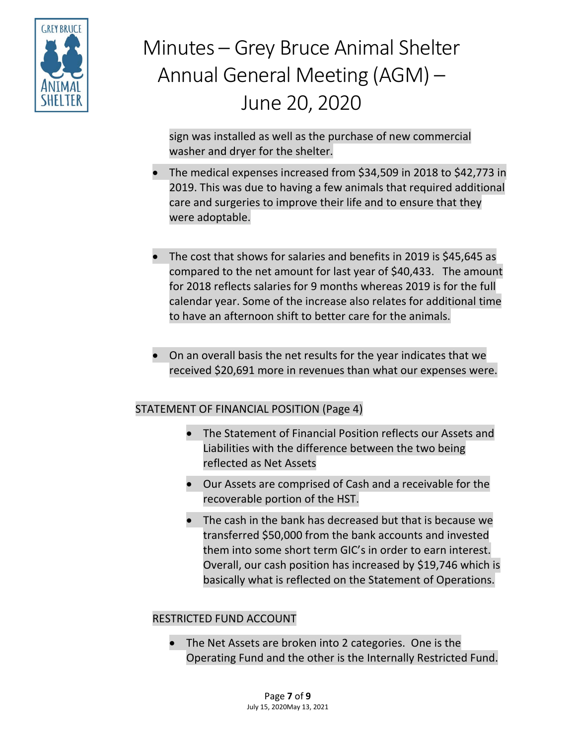sign was installed as well as the purchase of new commercial washer and dryer for the shelter.

- The medical expenses increased from $34,509 in 2018 to $42,773 in 2019. This was due to having a few animals that required additional care and surgeries to improve their life and to ensure that they were adoptable.

- The cost that shows for salaries and benefits in 2019 is $45,645 as compared to the net amount for last year of $40,433. The amount for 2018 reflects salaries for 9 months whereas 2019 is for the full calendar year. Some of the increase also relates for additional time to have an afternoon shift to better care for the animals.

- On an overall basis the net results for the year indicates that we received $20,691 more in revenues than what our expenses were.

STATEMENT OF FINANCIAL POSITION (Page 4)

- The Statement of Financial Position reflects our Assets and Liabilities with the difference between the two being reflected as Net Assets
- Our Assets are comprised of Cash and a receivable for the recoverable portion of the HST.
- The cash in the bank has decreased but that is because we transferred $50,000 from the bank accounts and invested them into some short term GIC's in order to earn interest. Overall, our cash position has increased by $19,746 which is basically what is reflected on the Statement of Operations.

RESTRICTED FUND ACCOUNT

- The Net Assets are broken into 2 categories. One is the Operating Fund and the other is the Internally Restricted Fund.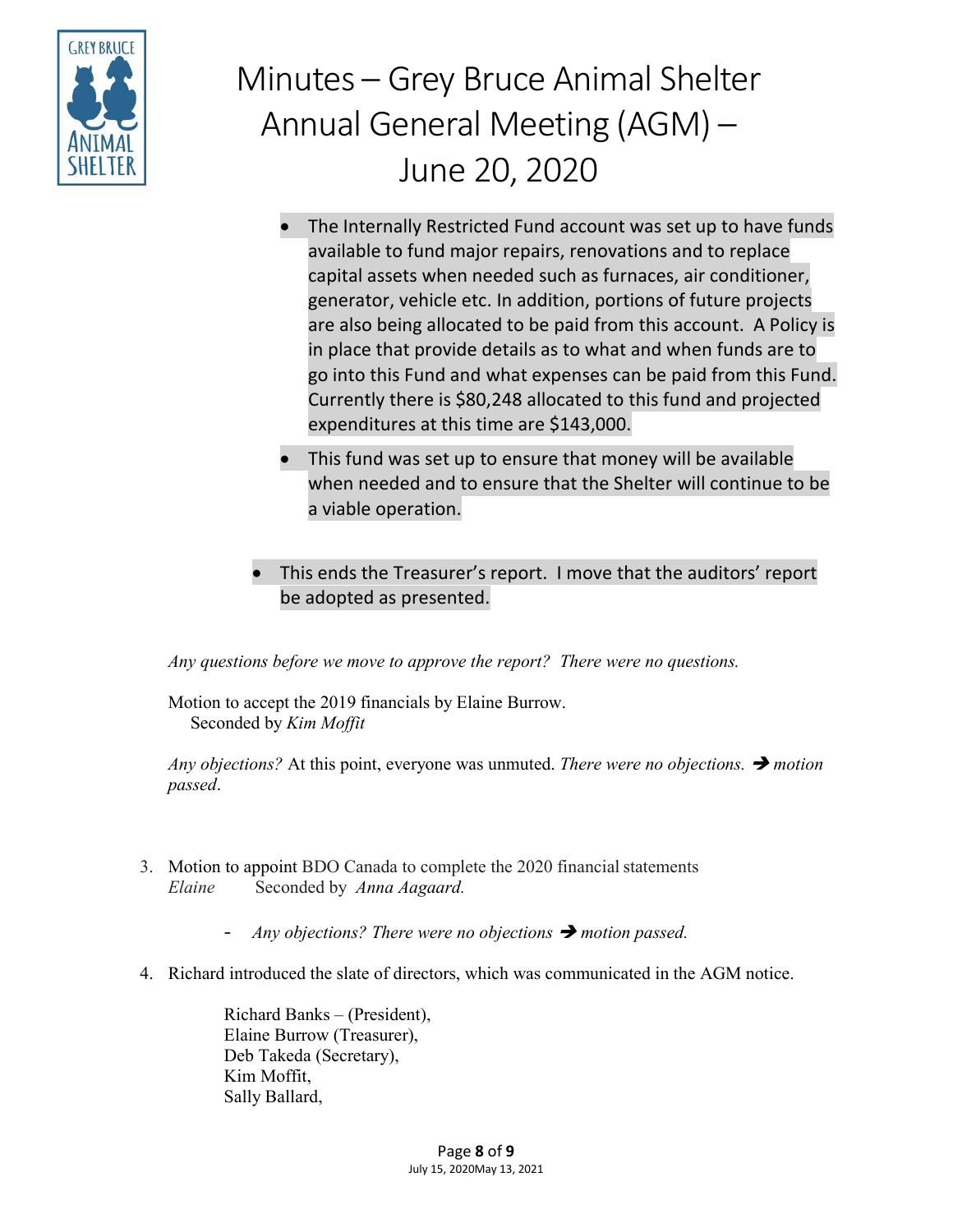- The Internally Restricted Fund account was set up to have funds available to fund major repairs, renovations and to replace capital assets when needed such as furnaces, air conditioner, generator, vehicle etc. In addition, portions of future projects are also being allocated to be paid from this account. A Policy is in place that provide details as to what and when funds are to go into this Fund and what expenses can be paid from this Fund. Currently there is $80,248 allocated to this fund and projected expenditures at this time are $143,000.
- This fund was set up to ensure that money will be available when needed and to ensure that the Shelter will continue to be a viable operation.

- This ends the Treasurer's report. I move that the auditors' report be adopted as presented.

*Any questions before we move to approve the report? There were no questions.*

Motion to accept the 2019 financials by Elaine Burrow.
Seconded by *Kim Moffit*

*Any objections?* At this point, everyone was unmuted. *There were no objections.* ➔ *motion passed*.

3. Motion to appoint BDO Canada to complete the 2020 financial statements
   *Elaine* Seconded by *Anna Aagaard.*

   - *Any objections? There were no objections* ➔ *motion passed.*

4. Richard introduced the slate of directors, which was communicated in the AGM notice.

   Richard Banks – (President),
   Elaine Burrow (Treasurer),
   Deb Takeda (Secretary),
   Kim Moffit,
   Sally Ballard,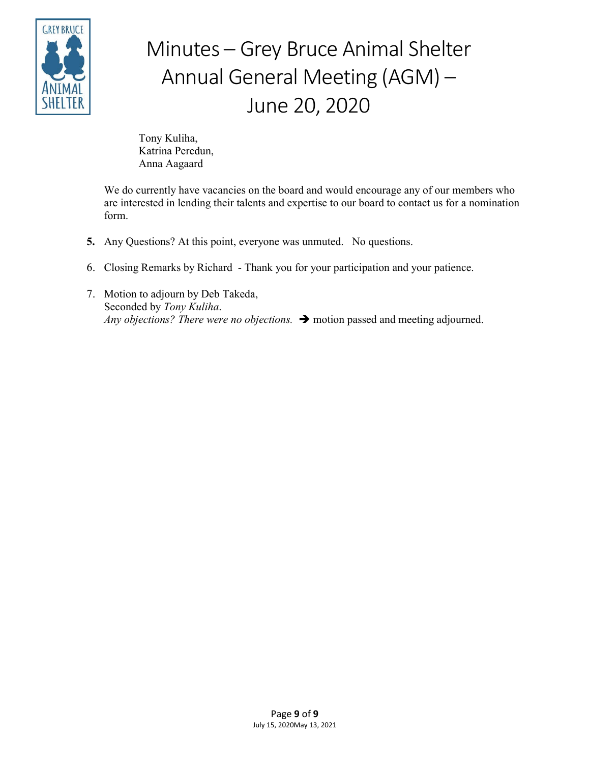# Minutes – Grey Bruce Animal Shelter Annual General Meeting (AGM) – June 20, 2020

Tony Kuliha,
Katrina Peredun,
Anna Aagaard

We do currently have vacancies on the board and would encourage any of our members who are interested in lending their talents and expertise to our board to contact us for a nomination form.

5. Any Questions? At this point, everyone was unmuted. No questions.

6. Closing Remarks by Richard - Thank you for your participation and your patience.

7. Motion to adjourn by Deb Takeda,
   Seconded by *Tony Kuliha*.
   *Any objections? There were no objections.* ➔ motion passed and meeting adjourned.